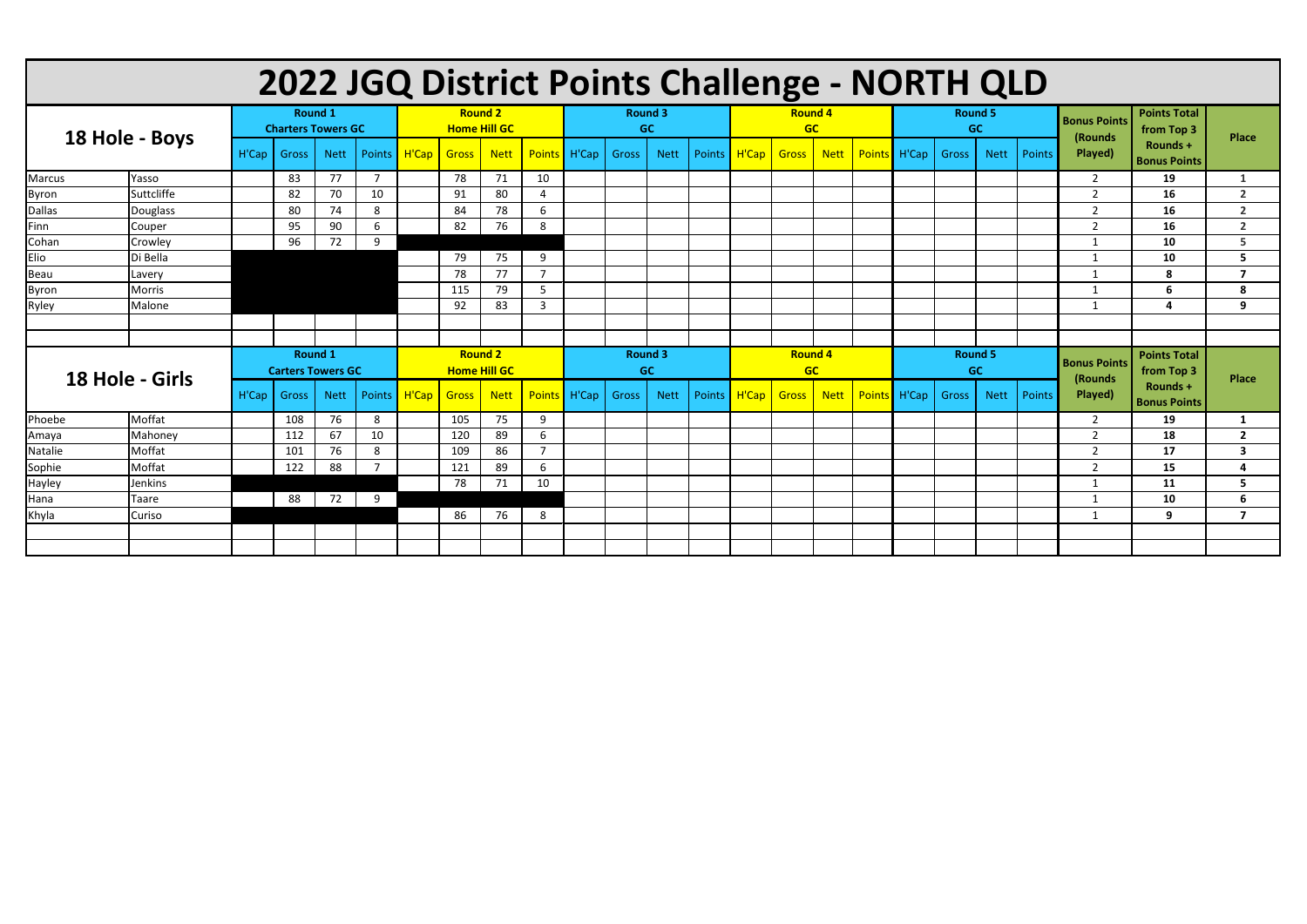# 2022 JGQ District Points Challenge - NORTH QLD

| 18 Hole - Boys | | Round 1 Charters Towers GC | | | | Round 2 Home Hill GC | | | | Round 3 GC | | | | Round 4 GC | | | | Round 5 GC | | | | Bonus Points (Rounds Played) | Points Total from Top 3 Rounds + Bonus Points | Place |
|---|---|---|---|---|---|---|---|---|---|---|---|---|---|---|---|---|---|---|---|---|---|---|---|---|---|---|
| | | H'Cap | Gross | Nett | Points | H'Cap | Gross | Nett | Points | H'Cap | Gross | Nett | Points | H'Cap | Gross | Nett | Points | H'Cap | Gross | Nett | Points | | | |
| Marcus | Yasso | | 83 | 77 | 7 | | 78 | 71 | 10 | | | | | | | | | | | | | 2 | 19 | 1 |
| Byron | Suttcliffe | | 82 | 70 | 10 | | 91 | 80 | 4 | | | | | | | | | | | | | 2 | 16 | 2 |
| Dallas | Douglass | | 80 | 74 | 8 | | 84 | 78 | 6 | | | | | | | | | | | | | 2 | 16 | 2 |
| Finn | Couper | | 95 | 90 | 6 | | 82 | 76 | 8 | | | | | | | | | | | | | 2 | 16 | 2 |
| Cohan | Crowley | | 96 | 72 | 9 | | | | | | | | | | | | | | | | | 1 | 10 | 5 |
| Elio | Di Bella | | | | | | 79 | 75 | 9 | | | | | | | | | | | | | 1 | 10 | 5 |
| Beau | Lavery | | | | | | 78 | 77 | 7 | | | | | | | | | | | | | 1 | 8 | 7 |
| Byron | Morris | | | | | | 115 | 79 | 5 | | | | | | | | | | | | | 1 | 6 | 8 |
| Ryley | Malone | | | | | | 92 | 83 | 3 | | | | | | | | | | | | | 1 | 4 | 9 |

| 18 Hole - Girls | | Round 1 Carters Towers GC | | | | Round 2 Home Hill GC | | | | Round 3 GC | | | | Round 4 GC | | | | Round 5 GC | | | | Bonus Points (Rounds Played) | Points Total from Top 3 Rounds + Bonus Points | Place |
|---|---|---|---|---|---|---|---|---|---|---|---|---|---|---|---|---|---|---|---|---|---|---|---|---|---|---|
| | | H'Cap | Gross | Nett | Points | H'Cap | Gross | Nett | Points | H'Cap | Gross | Nett | Points | H'Cap | Gross | Nett | Points | H'Cap | Gross | Nett | Points | | | |
| Phoebe | Moffat | | 108 | 76 | 8 | | 105 | 75 | 9 | | | | | | | | | | | | | 2 | 19 | 1 |
| Amaya | Mahoney | | 112 | 67 | 10 | | 120 | 89 | 6 | | | | | | | | | | | | | 2 | 18 | 2 |
| Natalie | Moffat | | 101 | 76 | 8 | | 109 | 86 | 7 | | | | | | | | | | | | | 2 | 17 | 3 |
| Sophie | Moffat | | 122 | 88 | 7 | | 121 | 89 | 6 | | | | | | | | | | | | | 2 | 15 | 4 |
| Hayley | Jenkins | | | | | | 78 | 71 | 10 | | | | | | | | | | | | | 1 | 11 | 5 |
| Hana | Taare | | 88 | 72 | 9 | | | | | | | | | | | | | | | | | 1 | 10 | 6 |
| Khyla | Curiso | | | | | | 86 | 76 | 8 | | | | | | | | | | | | | 1 | 9 | 7 |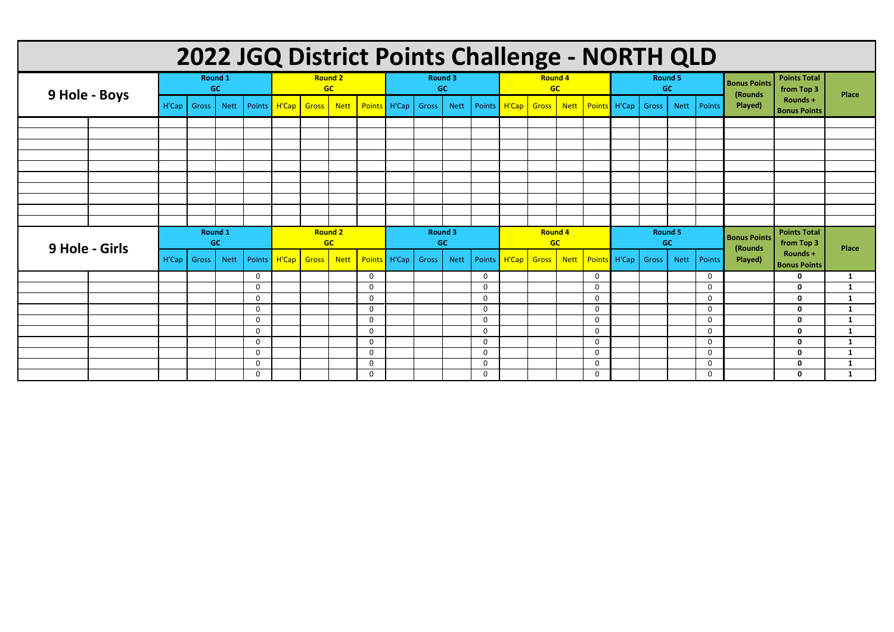# 2022 JGQ District Points Challenge - NORTH QLD

| 9 Hole - Boys | | Round 1 GC | | | | Round 2 GC | | | | Round 3 GC | | | | Round 4 GC | | | | Round 5 GC | | | | Bonus Points (Rounds Played) | Points Total from Top 3 Rounds + Bonus Points | Place |
|---|---|---|---|---|---|---|---|---|---|---|---|---|---|---|---|---|---|---|---|---|---|---|---|---|
| | | H'Cap | Gross | Nett | Points | H'Cap | Gross | Nett | Points | H'Cap | Gross | Nett | Points | H'Cap | Gross | Nett | Points | H'Cap | Gross | Nett | Points | | | |
| | | | | | | | | | | | | | | | | | | | | | | | | |
| | | | | | | | | | | | | | | | | | | | | | | | | |
| | | | | | | | | | | | | | | | | | | | | | | | | |
| | | | | | | | | | | | | | | | | | | | | | | | | |
| | | | | | | | | | | | | | | | | | | | | | | | | |
| | | | | | | | | | | | | | | | | | | | | | | | | |
| | | | | | | | | | | | | | | | | | | | | | | | | |
| | | | | | | | | | | | | | | | | | | | | | | | | |
| | | | | | | | | | | | | | | | | | | | | | | | | |
| | | | | | | | | | | | | | | | | | | | | | | | | |

| 9 Hole - Girls | | Round 1 GC | | | | Round 2 GC | | | | Round 3 GC | | | | Round 4 GC | | | | Round 5 GC | | | | Bonus Points (Rounds Played) | Points Total from Top 3 Rounds + Bonus Points | Place |
|---|---|---|---|---|---|---|---|---|---|---|---|---|---|---|---|---|---|---|---|---|---|---|---|---|
| | | H'Cap | Gross | Nett | Points | H'Cap | Gross | Nett | Points | H'Cap | Gross | Nett | Points | H'Cap | Gross | Nett | Points | H'Cap | Gross | Nett | Points | | | |
| | | | | | 0 | | | | 0 | | | | 0 | | | | 0 | | | | 0 | | **0** | **1** |
| | | | | | 0 | | | | 0 | | | | 0 | | | | 0 | | | | 0 | | **0** | **1** |
| | | | | | 0 | | | | 0 | | | | 0 | | | | 0 | | | | 0 | | **0** | **1** |
| | | | | | 0 | | | | 0 | | | | 0 | | | | 0 | | | | 0 | | **0** | **1** |
| | | | | | 0 | | | | 0 | | | | 0 | | | | 0 | | | | 0 | | **0** | **1** |
| | | | | | 0 | | | | 0 | | | | 0 | | | | 0 | | | | 0 | | **0** | **1** |
| | | | | | 0 | | | | 0 | | | | 0 | | | | 0 | | | | 0 | | **0** | **1** |
| | | | | | 0 | | | | 0 | | | | 0 | | | | 0 | | | | 0 | | **0** | **1** |
| | | | | | 0 | | | | 0 | | | | 0 | | | | 0 | | | | 0 | | **0** | **1** |
| | | | | | 0 | | | | 0 | | | | 0 | | | | 0 | | | | 0 | | **0** | **1** |